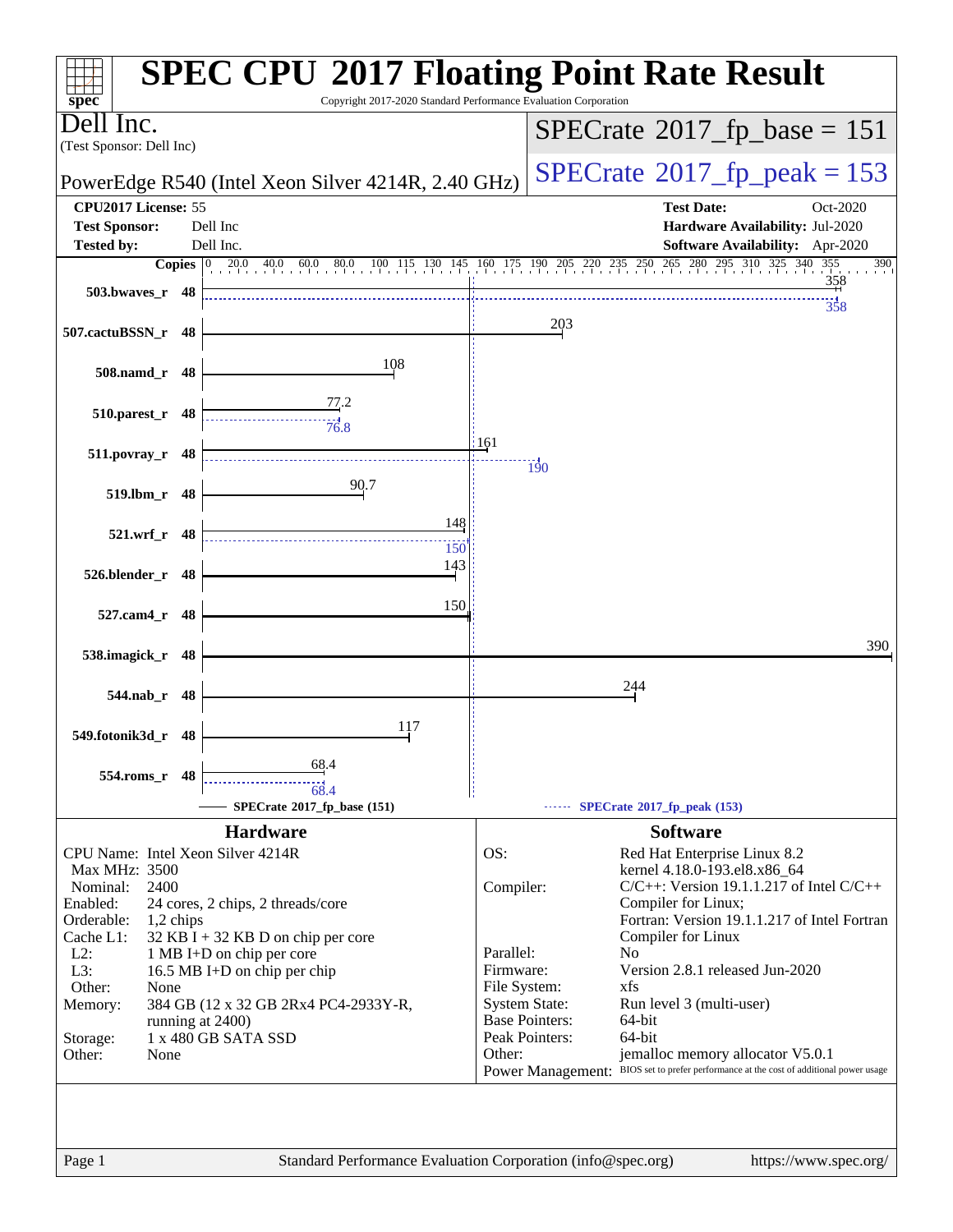# SPEC CPU 2017 Floating Point Rate Result

Copyright 2017-2020 Standard Performance Evaluation Corporation

**Dell Inc.**
(Test Sponsor: Dell Inc)

PowerEdge R540 (Intel Xeon Silver 4214R, 2.40 GHz)

SPECrate 2017_fp_base = 151

SPECrate 2017_fp_peak = 153

| | | | |
|---|---|---|---|
| **CPU2017 License:** | 55 | **Test Date:** | Oct-2020 |
| **Test Sponsor:** | Dell Inc | **Hardware Availability:** | Jul-2020 |
| **Tested by:** | Dell Inc. | **Software Availability:** | Apr-2020 |

| Benchmark | Copies | Base | Peak |
|---|---|---|---|
| 503.bwaves_r | 48 | 358 | 358 |
| 507.cactuBSSN_r | 48 | 203 | |
| 508.namd_r | 48 | 108 | |
| 510.parest_r | 48 | 77.2 | 76.8 |
| 511.povray_r | 48 | 161 | 190 |
| 519.lbm_r | 48 | 90.7 | |
| 521.wrf_r | 48 | 148 | 150 |
| 526.blender_r | 48 | 143 | |
| 527.cam4_r | 48 | 150 | |
| 538.imagick_r | 48 | 390 | |
| 544.nab_r | 48 | 244 | |
| 549.fotonik3d_r | 48 | 117 | |
| 554.roms_r | 48 | 68.4 | 68.4 |

SPECrate 2017_fp_base (151) ------ SPECrate 2017_fp_peak (153)

## Hardware

| | |
|---|---|
| CPU Name: | Intel Xeon Silver 4214R |
| Max MHz: | 3500 |
| Nominal: | 2400 |
| Enabled: | 24 cores, 2 chips, 2 threads/core |
| Orderable: | 1,2 chips |
| Cache L1: | 32 KB I + 32 KB D on chip per core |
| L2: | 1 MB I+D on chip per core |
| L3: | 16.5 MB I+D on chip per chip |
| Other: | None |
| Memory: | 384 GB (12 x 32 GB 2Rx4 PC4-2933Y-R, running at 2400) |
| Storage: | 1 x 480 GB SATA SSD |
| Other: | None |

## Software

| | |
|---|---|
| OS: | Red Hat Enterprise Linux 8.2 kernel 4.18.0-193.el8.x86_64 |
| Compiler: | C/C++: Version 19.1.1.217 of Intel C/C++ Compiler for Linux; Fortran: Version 19.1.1.217 of Intel Fortran Compiler for Linux |
| Parallel: | No |
| Firmware: | Version 2.8.1 released Jun-2020 |
| File System: | xfs |
| System State: | Run level 3 (multi-user) |
| Base Pointers: | 64-bit |
| Peak Pointers: | 64-bit |
| Other: | jemalloc memory allocator V5.0.1 |
| Power Management: | BIOS set to prefer performance at the cost of additional power usage |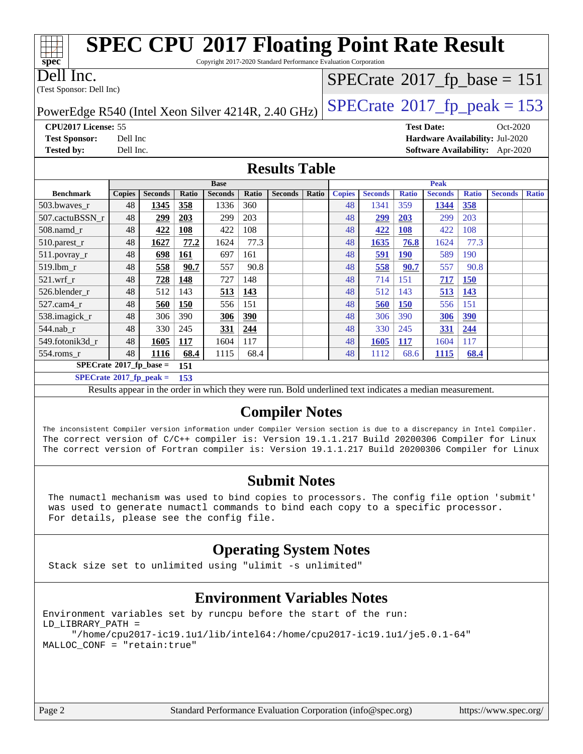# SPEC CPU 2017 Floating Point Rate Result

Copyright 2017-2020 Standard Performance Evaluation Corporation

**Dell Inc.**
(Test Sponsor: Dell Inc)

PowerEdge R540 (Intel Xeon Silver 4214R, 2.40 GHz)

SPECrate 2017_fp_base = 151

SPECrate 2017_fp_peak = 153

| | | | |
|---|---|---|---|
| **CPU2017 License:** 55 | | **Test Date:** | Oct-2020 |
| **Test Sponsor:** Dell Inc | | **Hardware Availability:** | Jul-2020 |
| **Tested by:** Dell Inc. | | **Software Availability:** | Apr-2020 |

## Results Table

| | Base | | | | | | | | Peak | | | | | | | |
|---|---|---|---|---|---|---|---|---|---|---|---|---|---|---|---|---|
| **Benchmark** | **Copies** | **Seconds** | **Ratio** | **Seconds** | **Ratio** | **Seconds** | **Ratio** | | **Copies** | **Seconds** | **Ratio** | **Seconds** | **Ratio** | **Seconds** | **Ratio** | |
| 503.bwaves_r | 48 | **1345** | **358** | 1336 | 360 | | | | 48 | 1341 | 359 | **1344** | **358** | | | |
| 507.cactuBSSN_r | 48 | **299** | **203** | 299 | 203 | | | | 48 | **299** | **203** | 299 | 203 | | | |
| 508.namd_r | 48 | **422** | **108** | 422 | 108 | | | | 48 | **422** | **108** | 422 | 108 | | | |
| 510.parest_r | 48 | **1627** | **77.2** | 1624 | 77.3 | | | | 48 | **1635** | **76.8** | 1624 | 77.3 | | | |
| 511.povray_r | 48 | **698** | **161** | 697 | 161 | | | | 48 | **591** | **190** | 589 | 190 | | | |
| 519.lbm_r | 48 | **558** | **90.7** | 557 | 90.8 | | | | 48 | **558** | **90.7** | 557 | 90.8 | | | |
| 521.wrf_r | 48 | **728** | **148** | 727 | 148 | | | | 48 | 714 | 151 | **717** | **150** | | | |
| 526.blender_r | 48 | 512 | 143 | **513** | **143** | | | | 48 | 512 | 143 | **513** | **143** | | | |
| 527.cam4_r | 48 | **560** | **150** | 556 | 151 | | | | 48 | **560** | **150** | 556 | 151 | | | |
| 538.imagick_r | 48 | 306 | 390 | **306** | **390** | | | | 48 | 306 | 390 | **306** | **390** | | | |
| 544.nab_r | 48 | 330 | 245 | **331** | **244** | | | | 48 | 330 | 245 | **331** | **244** | | | |
| 549.fotonik3d_r | 48 | **1605** | **117** | 1604 | 117 | | | | 48 | **1605** | **117** | 1604 | 117 | | | |
| 554.roms_r | 48 | **1116** | **68.4** | 1115 | 68.4 | | | | 48 | 1112 | 68.6 | **1115** | **68.4** | | | |

**SPECrate 2017_fp_base = 151**

**SPECrate 2017_fp_peak = 153**

Results appear in the order in which they were run. Bold underlined text indicates a median measurement.

## Compiler Notes

```
The inconsistent Compiler version information under Compiler Version section is due to a discrepancy in Intel Compiler.
The correct version of C/C++ compiler is: Version 19.1.1.217 Build 20200306 Compiler for Linux
The correct version of Fortran compiler is: Version 19.1.1.217 Build 20200306 Compiler for Linux
```

## Submit Notes

```
The numactl mechanism was used to bind copies to processors. The config file option 'submit'
was used to generate numactl commands to bind each copy to a specific processor.
For details, please see the config file.
```

## Operating System Notes

```
Stack size set to unlimited using "ulimit -s unlimited"
```

## Environment Variables Notes

```
Environment variables set by runcpu before the start of the run:
LD_LIBRARY_PATH =
     "/home/cpu2017-ic19.1u1/lib/intel64:/home/cpu2017-ic19.1u1/je5.0.1-64"
MALLOC_CONF = "retain:true"
```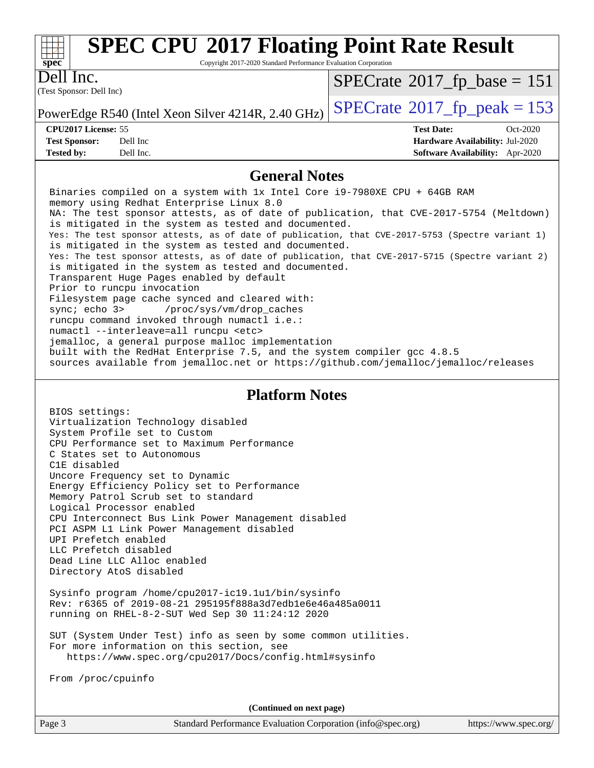# SPEC CPU 2017 Floating Point Rate Result

Copyright 2017-2020 Standard Performance Evaluation Corporation

**Dell Inc.**
(Test Sponsor: Dell Inc)

PowerEdge R540 (Intel Xeon Silver 4214R, 2.40 GHz)

SPECrate 2017_fp_base = 151

SPECrate 2017_fp_peak = 153

| | | | |
|---|---|---|---|
| **CPU2017 License:** | 55 | **Test Date:** | Oct-2020 |
| **Test Sponsor:** | Dell Inc | **Hardware Availability:** | Jul-2020 |
| **Tested by:** | Dell Inc. | **Software Availability:** | Apr-2020 |

## General Notes

```
Binaries compiled on a system with 1x Intel Core i9-7980XE CPU + 64GB RAM
memory using Redhat Enterprise Linux 8.0
NA: The test sponsor attests, as of date of publication, that CVE-2017-5754 (Meltdown)
is mitigated in the system as tested and documented.
Yes: The test sponsor attests, as of date of publication, that CVE-2017-5753 (Spectre variant 1)
is mitigated in the system as tested and documented.
Yes: The test sponsor attests, as of date of publication, that CVE-2017-5715 (Spectre variant 2)
is mitigated in the system as tested and documented.
Transparent Huge Pages enabled by default
Prior to runcpu invocation
Filesystem page cache synced and cleared with:
sync; echo 3>       /proc/sys/vm/drop_caches
runcpu command invoked through numactl i.e.:
numactl --interleave=all runcpu <etc>
jemalloc, a general purpose malloc implementation
built with the RedHat Enterprise 7.5, and the system compiler gcc 4.8.5
sources available from jemalloc.net or https://github.com/jemalloc/jemalloc/releases
```

## Platform Notes

```
BIOS settings:
Virtualization Technology disabled
System Profile set to Custom
CPU Performance set to Maximum Performance
C States set to Autonomous
C1E disabled
Uncore Frequency set to Dynamic
Energy Efficiency Policy set to Performance
Memory Patrol Scrub set to standard
Logical Processor enabled
CPU Interconnect Bus Link Power Management disabled
PCI ASPM L1 Link Power Management disabled
UPI Prefetch enabled
LLC Prefetch disabled
Dead Line LLC Alloc enabled
Directory AtoS disabled

Sysinfo program /home/cpu2017-ic19.1u1/bin/sysinfo
Rev: r6365 of 2019-08-21 295195f888a3d7edb1e6e46a485a0011
running on RHEL-8-2-SUT Wed Sep 30 11:24:12 2020

SUT (System Under Test) info as seen by some common utilities.
For more information on this section, see
   https://www.spec.org/cpu2017/Docs/config.html#sysinfo

From /proc/cpuinfo
```

**(Continued on next page)**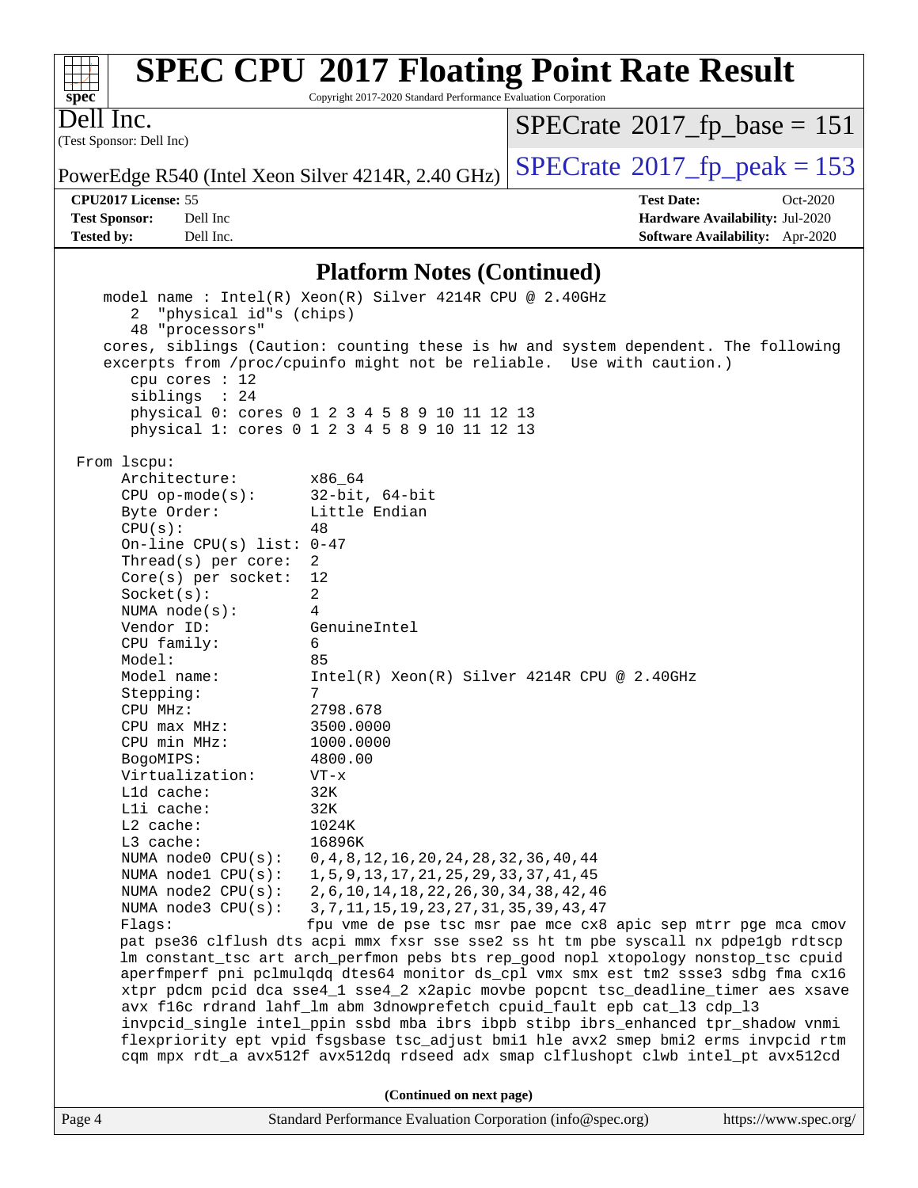## Platform Notes (Continued)

```
   model name : Intel(R) Xeon(R) Silver 4214R CPU @ 2.40GHz
      2  "physical id"s (chips)
      48 "processors"
   cores, siblings (Caution: counting these is hw and system dependent. The following
   excerpts from /proc/cpuinfo might not be reliable.  Use with caution.)
      cpu cores : 12
      siblings  : 24
      physical 0: cores 0 1 2 3 4 5 8 9 10 11 12 13
      physical 1: cores 0 1 2 3 4 5 8 9 10 11 12 13

From lscpu:
     Architecture:        x86_64
     CPU op-mode(s):      32-bit, 64-bit
     Byte Order:          Little Endian
     CPU(s):              48
     On-line CPU(s) list: 0-47
     Thread(s) per core:  2
     Core(s) per socket:  12
     Socket(s):           2
     NUMA node(s):        4
     Vendor ID:           GenuineIntel
     CPU family:          6
     Model:               85
     Model name:          Intel(R) Xeon(R) Silver 4214R CPU @ 2.40GHz
     Stepping:            7
     CPU MHz:             2798.678
     CPU max MHz:         3500.0000
     CPU min MHz:         1000.0000
     BogoMIPS:            4800.00
     Virtualization:      VT-x
     L1d cache:           32K
     L1i cache:           32K
     L2 cache:            1024K
     L3 cache:            16896K
     NUMA node0 CPU(s):   0,4,8,12,16,20,24,28,32,36,40,44
     NUMA node1 CPU(s):   1,5,9,13,17,21,25,29,33,37,41,45
     NUMA node2 CPU(s):   2,6,10,14,18,22,26,30,34,38,42,46
     NUMA node3 CPU(s):   3,7,11,15,19,23,27,31,35,39,43,47
     Flags:               fpu vme de pse tsc msr pae mce cx8 apic sep mtrr pge mca cmov
     pat pse36 clflush dts acpi mmx fxsr sse sse2 ss ht tm pbe syscall nx pdpe1gb rdtscp
     lm constant_tsc art arch_perfmon pebs bts rep_good nopl xtopology nonstop_tsc cpuid
     aperfmperf pni pclmulqdq dtes64 monitor ds_cpl vmx smx est tm2 ssse3 sdbg fma cx16
     xtpr pdcm pcid dca sse4_1 sse4_2 x2apic movbe popcnt tsc_deadline_timer aes xsave
     avx f16c rdrand lahf_lm abm 3dnowprefetch cpuid_fault epb cat_l3 cdp_l3
     invpcid_single intel_ppin ssbd mba ibrs ibpb stibp ibrs_enhanced tpr_shadow vnmi
     flexpriority ept vpid fsgsbase tsc_adjust bmi1 hle avx2 smep bmi2 erms invpcid rtm
     cqm mpx rdt_a avx512f avx512dq rdseed adx smap clflushopt clwb intel_pt avx512cd
```

(Continued on next page)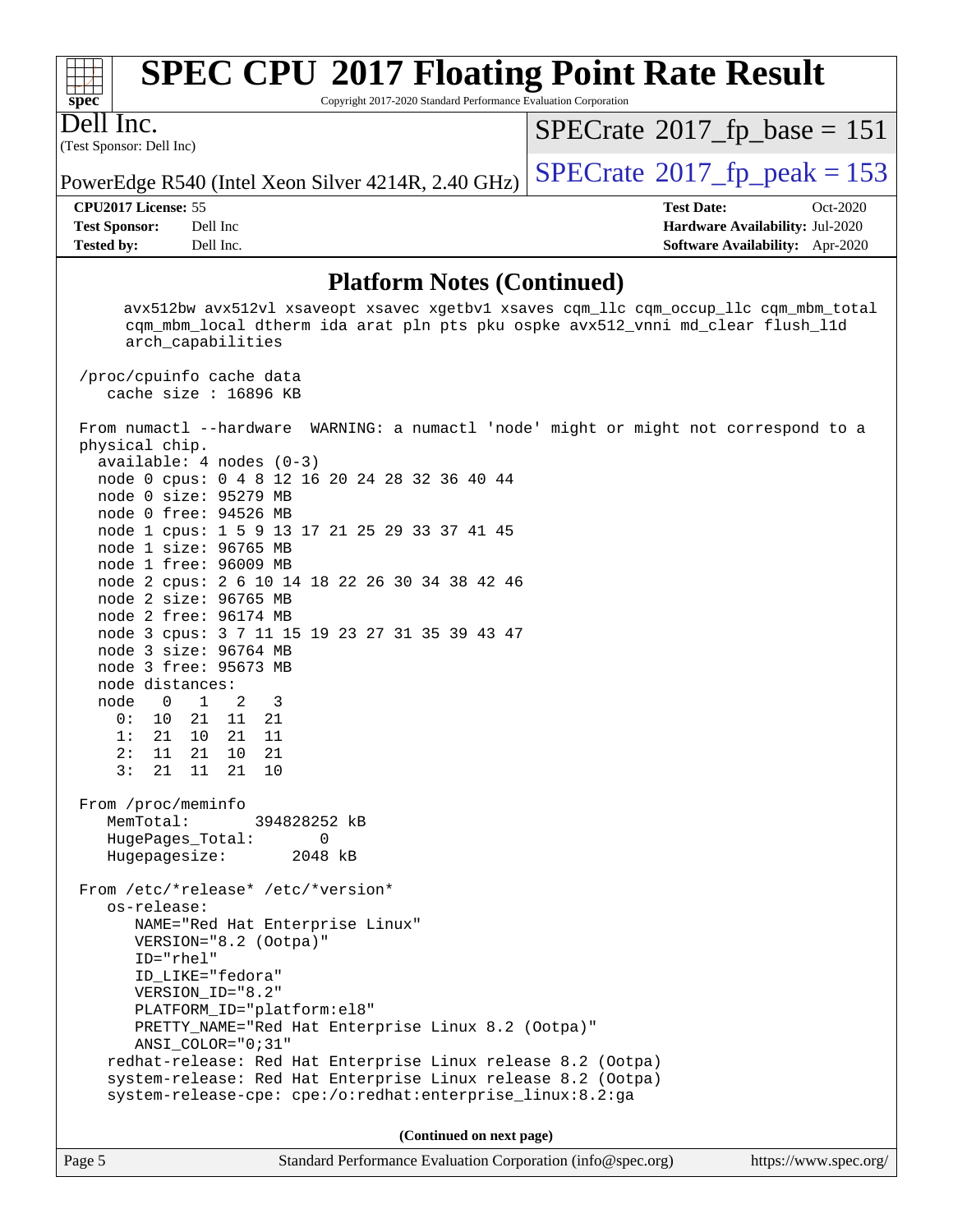## Platform Notes (Continued)

```
      avx512bw avx512vl xsaveopt xsavec xgetbv1 xsaves cqm_llc cqm_occup_llc cqm_mbm_total
      cqm_mbm_local dtherm ida arat pln pts pku ospke avx512_vnni md_clear flush_l1d
      arch_capabilities

 /proc/cpuinfo cache data
    cache size : 16896 KB

 From numactl --hardware  WARNING: a numactl 'node' might or might not correspond to a
 physical chip.
   available: 4 nodes (0-3)
   node 0 cpus: 0 4 8 12 16 20 24 28 32 36 40 44
   node 0 size: 95279 MB
   node 0 free: 94526 MB
   node 1 cpus: 1 5 9 13 17 21 25 29 33 37 41 45
   node 1 size: 96765 MB
   node 1 free: 96009 MB
   node 2 cpus: 2 6 10 14 18 22 26 30 34 38 42 46
   node 2 size: 96765 MB
   node 2 free: 96174 MB
   node 3 cpus: 3 7 11 15 19 23 27 31 35 39 43 47
   node 3 size: 96764 MB
   node 3 free: 95673 MB
   node distances:
   node   0   1   2   3
     0:  10  21  11  21
     1:  21  10  21  11
     2:  11  21  10  21
     3:  21  11  21  10

 From /proc/meminfo
    MemTotal:       394828252 kB
    HugePages_Total:        0
    Hugepagesize:        2048 kB

 From /etc/*release* /etc/*version*
    os-release:
       NAME="Red Hat Enterprise Linux"
       VERSION="8.2 (Ootpa)"
       ID="rhel"
       ID_LIKE="fedora"
       VERSION_ID="8.2"
       PLATFORM_ID="platform:el8"
       PRETTY_NAME="Red Hat Enterprise Linux 8.2 (Ootpa)"
       ANSI_COLOR="0;31"
    redhat-release: Red Hat Enterprise Linux release 8.2 (Ootpa)
    system-release: Red Hat Enterprise Linux release 8.2 (Ootpa)
    system-release-cpe: cpe:/o:redhat:enterprise_linux:8.2:ga
```

(Continued on next page)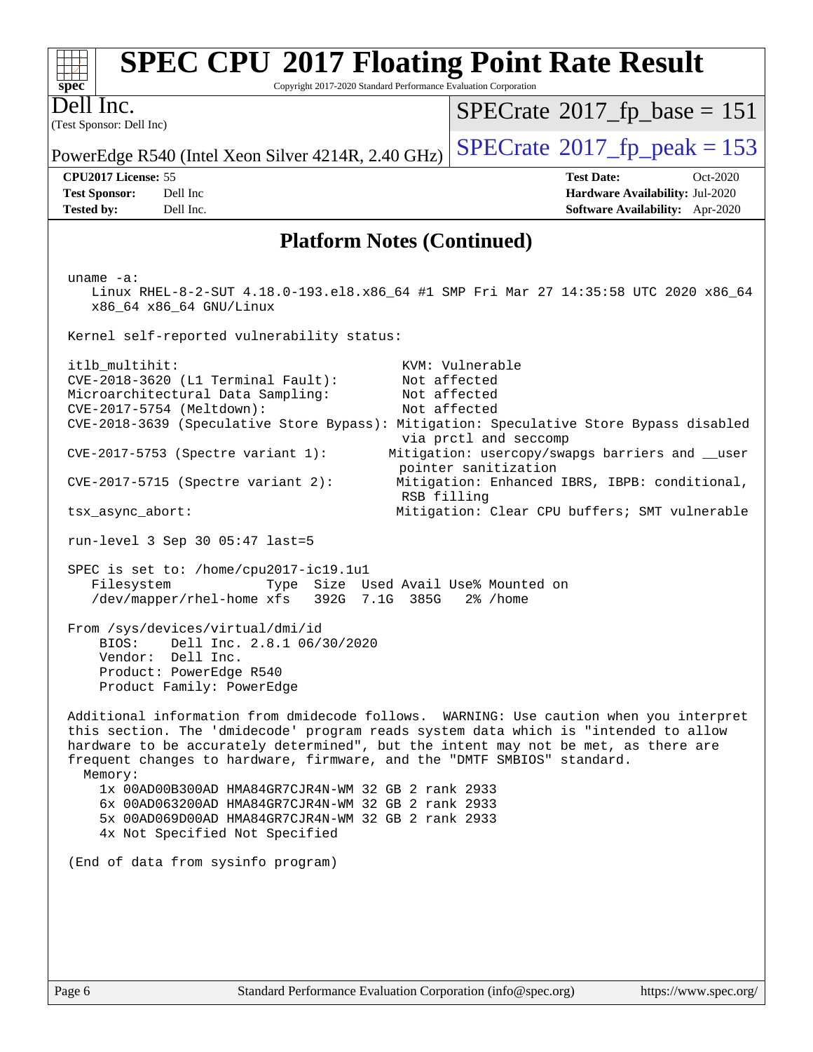## Platform Notes (Continued)

```
uname -a:
   Linux RHEL-8-2-SUT 4.18.0-193.el8.x86_64 #1 SMP Fri Mar 27 14:35:58 UTC 2020 x86_64
   x86_64 x86_64 GNU/Linux

Kernel self-reported vulnerability status:

itlb_multihit:                                    KVM: Vulnerable
CVE-2018-3620 (L1 Terminal Fault):                Not affected
Microarchitectural Data Sampling:                 Not affected
CVE-2017-5754 (Meltdown):                         Not affected
CVE-2018-3639 (Speculative Store Bypass): Mitigation: Speculative Store Bypass disabled
                                                  via prctl and seccomp
CVE-2017-5753 (Spectre variant 1):              Mitigation: usercopy/swapgs barriers and __user
                                                  pointer sanitization
CVE-2017-5715 (Spectre variant 2):               Mitigation: Enhanced IBRS, IBPB: conditional,
                                                  RSB filling
tsx_async_abort:                                 Mitigation: Clear CPU buffers; SMT vulnerable

run-level 3 Sep 30 05:47 last=5

SPEC is set to: /home/cpu2017-ic19.1u1
   Filesystem             Type  Size  Used Avail Use% Mounted on
   /dev/mapper/rhel-home xfs   392G  7.1G  385G   2% /home

From /sys/devices/virtual/dmi/id
    BIOS:    Dell Inc. 2.8.1 06/30/2020
    Vendor:  Dell Inc.
    Product: PowerEdge R540
    Product Family: PowerEdge

Additional information from dmidecode follows.  WARNING: Use caution when you interpret
this section. The 'dmidecode' program reads system data which is "intended to allow
hardware to be accurately determined", but the intent may not be met, as there are
frequent changes to hardware, firmware, and the "DMTF SMBIOS" standard.
  Memory:
    1x 00AD00B300AD HMA84GR7CJR4N-WM 32 GB 2 rank 2933
    6x 00AD063200AD HMA84GR7CJR4N-WM 32 GB 2 rank 2933
    5x 00AD069D00AD HMA84GR7CJR4N-WM 32 GB 2 rank 2933
    4x Not Specified Not Specified

(End of data from sysinfo program)
```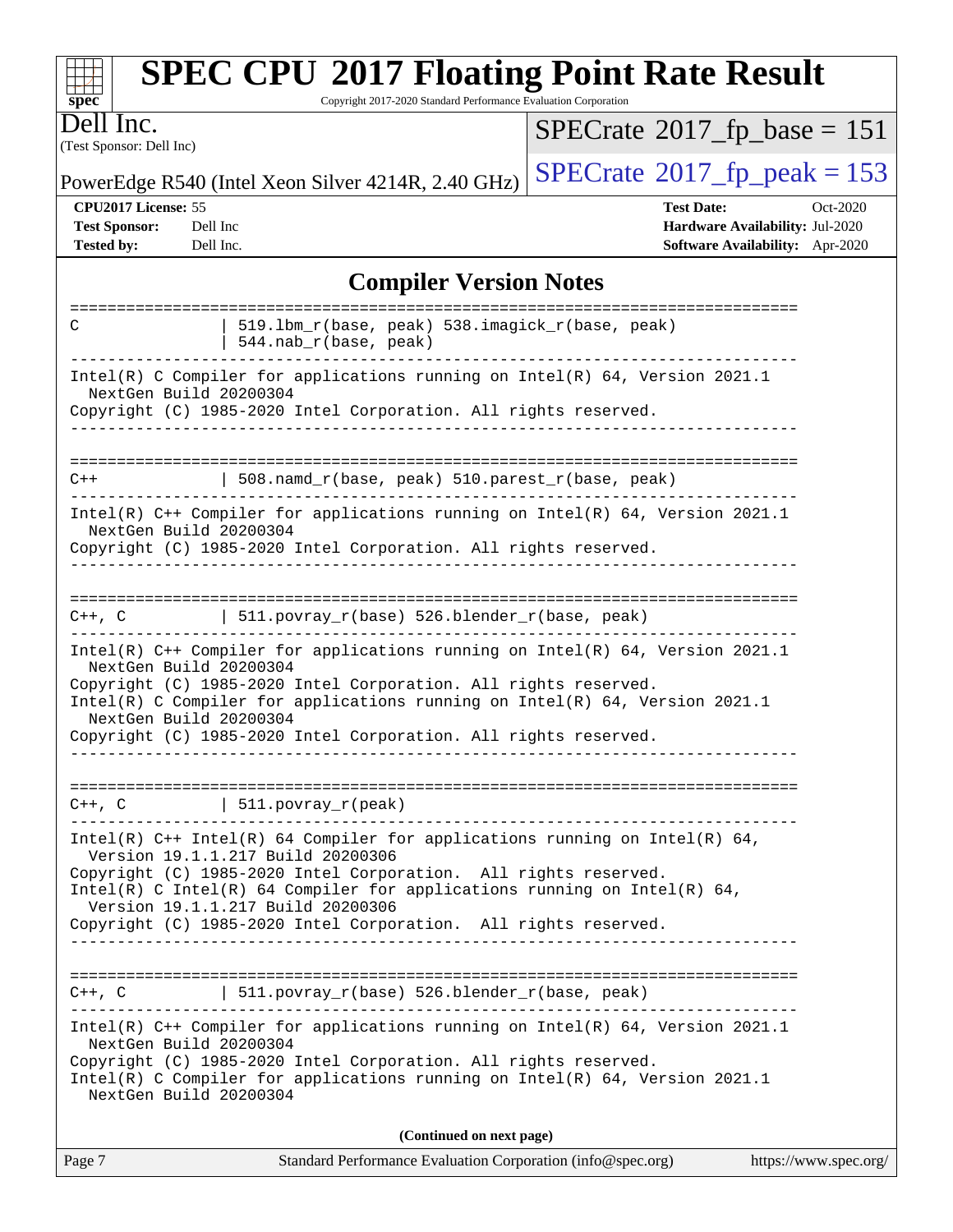## Compiler Version Notes

```
==============================================================================
C               | 519.lbm_r(base, peak) 538.imagick_r(base, peak)
                | 544.nab_r(base, peak)
------------------------------------------------------------------------------
Intel(R) C Compiler for applications running on Intel(R) 64, Version 2021.1
  NextGen Build 20200304
Copyright (C) 1985-2020 Intel Corporation. All rights reserved.
------------------------------------------------------------------------------

==============================================================================
C++             | 508.namd_r(base, peak) 510.parest_r(base, peak)
------------------------------------------------------------------------------
Intel(R) C++ Compiler for applications running on Intel(R) 64, Version 2021.1
  NextGen Build 20200304
Copyright (C) 1985-2020 Intel Corporation. All rights reserved.
------------------------------------------------------------------------------

==============================================================================
C++, C          | 511.povray_r(base) 526.blender_r(base, peak)
------------------------------------------------------------------------------
Intel(R) C++ Compiler for applications running on Intel(R) 64, Version 2021.1
  NextGen Build 20200304
Copyright (C) 1985-2020 Intel Corporation. All rights reserved.
Intel(R) C Compiler for applications running on Intel(R) 64, Version 2021.1
  NextGen Build 20200304
Copyright (C) 1985-2020 Intel Corporation. All rights reserved.
------------------------------------------------------------------------------

==============================================================================
C++, C          | 511.povray_r(peak)
------------------------------------------------------------------------------
Intel(R) C++ Intel(R) 64 Compiler for applications running on Intel(R) 64,
  Version 19.1.1.217 Build 20200306
Copyright (C) 1985-2020 Intel Corporation.  All rights reserved.
Intel(R) C Intel(R) 64 Compiler for applications running on Intel(R) 64,
  Version 19.1.1.217 Build 20200306
Copyright (C) 1985-2020 Intel Corporation.  All rights reserved.
------------------------------------------------------------------------------

==============================================================================
C++, C          | 511.povray_r(base) 526.blender_r(base, peak)
------------------------------------------------------------------------------
Intel(R) C++ Compiler for applications running on Intel(R) 64, Version 2021.1
  NextGen Build 20200304
Copyright (C) 1985-2020 Intel Corporation. All rights reserved.
Intel(R) C Compiler for applications running on Intel(R) 64, Version 2021.1
  NextGen Build 20200304
```

**(Continued on next page)**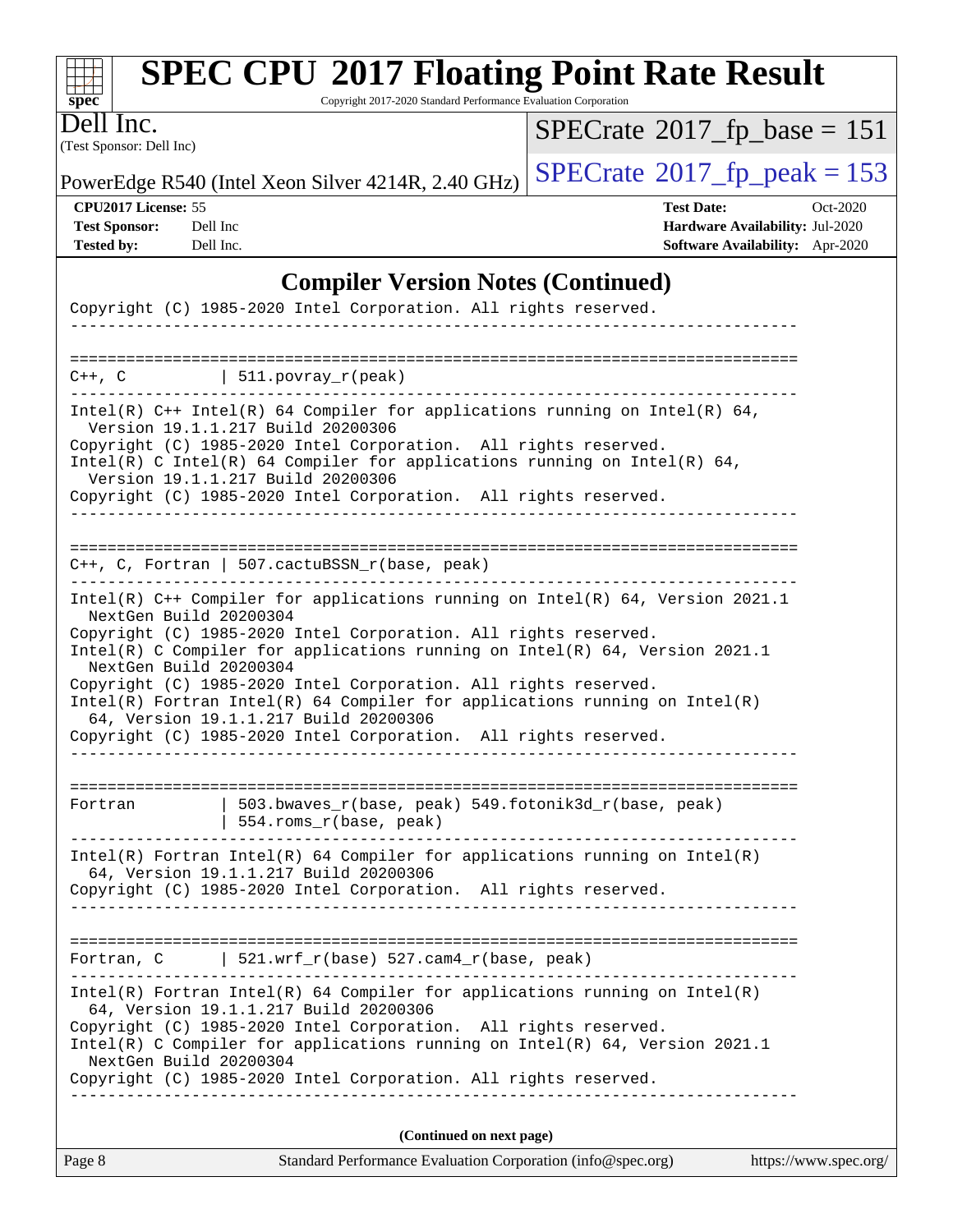## Compiler Version Notes (Continued)

```
Copyright (C) 1985-2020 Intel Corporation. All rights reserved.
------------------------------------------------------------------------------

==============================================================================
C++, C          | 511.povray_r(peak)
------------------------------------------------------------------------------
Intel(R) C++ Intel(R) 64 Compiler for applications running on Intel(R) 64,
  Version 19.1.1.217 Build 20200306
Copyright (C) 1985-2020 Intel Corporation.  All rights reserved.
Intel(R) C Intel(R) 64 Compiler for applications running on Intel(R) 64,
  Version 19.1.1.217 Build 20200306
Copyright (C) 1985-2020 Intel Corporation.  All rights reserved.
------------------------------------------------------------------------------

==============================================================================
C++, C, Fortran | 507.cactuBSSN_r(base, peak)
------------------------------------------------------------------------------
Intel(R) C++ Compiler for applications running on Intel(R) 64, Version 2021.1
  NextGen Build 20200304
Copyright (C) 1985-2020 Intel Corporation. All rights reserved.
Intel(R) C Compiler for applications running on Intel(R) 64, Version 2021.1
  NextGen Build 20200304
Copyright (C) 1985-2020 Intel Corporation. All rights reserved.
Intel(R) Fortran Intel(R) 64 Compiler for applications running on Intel(R)
  64, Version 19.1.1.217 Build 20200306
Copyright (C) 1985-2020 Intel Corporation.  All rights reserved.
------------------------------------------------------------------------------

==============================================================================
Fortran         | 503.bwaves_r(base, peak) 549.fotonik3d_r(base, peak)
                | 554.roms_r(base, peak)
------------------------------------------------------------------------------
Intel(R) Fortran Intel(R) 64 Compiler for applications running on Intel(R)
  64, Version 19.1.1.217 Build 20200306
Copyright (C) 1985-2020 Intel Corporation.  All rights reserved.
------------------------------------------------------------------------------

==============================================================================
Fortran, C      | 521.wrf_r(base) 527.cam4_r(base, peak)
------------------------------------------------------------------------------
Intel(R) Fortran Intel(R) 64 Compiler for applications running on Intel(R)
  64, Version 19.1.1.217 Build 20200306
Copyright (C) 1985-2020 Intel Corporation.  All rights reserved.
Intel(R) C Compiler for applications running on Intel(R) 64, Version 2021.1
  NextGen Build 20200304
Copyright (C) 1985-2020 Intel Corporation. All rights reserved.
------------------------------------------------------------------------------
```

**(Continued on next page)**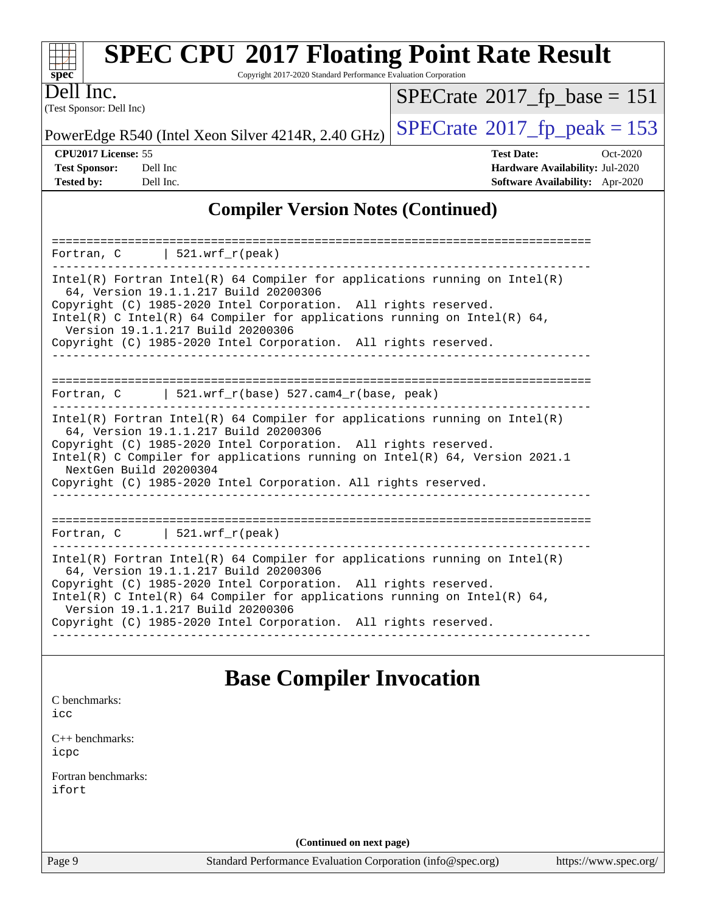# SPEC CPU 2017 Floating Point Rate Result

Copyright 2017-2020 Standard Performance Evaluation Corporation

Dell Inc.
(Test Sponsor: Dell Inc)

PowerEdge R540 (Intel Xeon Silver 4214R, 2.40 GHz)

SPECrate 2017_fp_base = 151

SPECrate 2017_fp_peak = 153

**CPU2017 License:** 55
**Test Sponsor:** Dell Inc
**Tested by:** Dell Inc.

**Test Date:** Oct-2020
**Hardware Availability:** Jul-2020
**Software Availability:** Apr-2020

## Compiler Version Notes (Continued)

```
==============================================================================
Fortran, C      | 521.wrf_r(peak)
------------------------------------------------------------------------------
Intel(R) Fortran Intel(R) 64 Compiler for applications running on Intel(R)
  64, Version 19.1.1.217 Build 20200306
Copyright (C) 1985-2020 Intel Corporation.  All rights reserved.
Intel(R) C Intel(R) 64 Compiler for applications running on Intel(R) 64,
  Version 19.1.1.217 Build 20200306
Copyright (C) 1985-2020 Intel Corporation.  All rights reserved.
------------------------------------------------------------------------------

==============================================================================
Fortran, C      | 521.wrf_r(base) 527.cam4_r(base, peak)
------------------------------------------------------------------------------
Intel(R) Fortran Intel(R) 64 Compiler for applications running on Intel(R)
  64, Version 19.1.1.217 Build 20200306
Copyright (C) 1985-2020 Intel Corporation.  All rights reserved.
Intel(R) C Compiler for applications running on Intel(R) 64, Version 2021.1
  NextGen Build 20200304
Copyright (C) 1985-2020 Intel Corporation. All rights reserved.
------------------------------------------------------------------------------

==============================================================================
Fortran, C      | 521.wrf_r(peak)
------------------------------------------------------------------------------
Intel(R) Fortran Intel(R) 64 Compiler for applications running on Intel(R)
  64, Version 19.1.1.217 Build 20200306
Copyright (C) 1985-2020 Intel Corporation.  All rights reserved.
Intel(R) C Intel(R) 64 Compiler for applications running on Intel(R) 64,
  Version 19.1.1.217 Build 20200306
Copyright (C) 1985-2020 Intel Corporation.  All rights reserved.
------------------------------------------------------------------------------
```

## Base Compiler Invocation

C benchmarks:
icc

C++ benchmarks:
icpc

Fortran benchmarks:
ifort

**(Continued on next page)**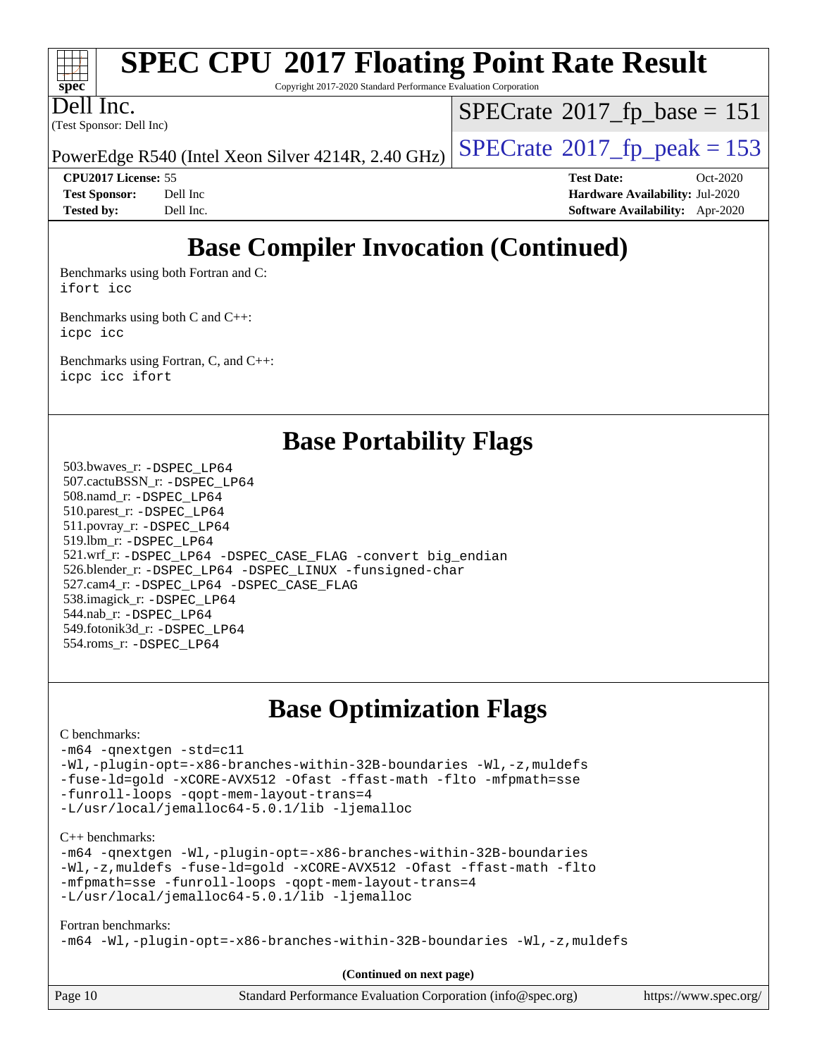# Base Compiler Invocation (Continued)

Benchmarks using both Fortran and C:
`ifort icc`

Benchmarks using both C and C++:
`icpc icc`

Benchmarks using Fortran, C, and C++:
`icpc icc ifort`

# Base Portability Flags

503.bwaves_r: `-DSPEC_LP64`
507.cactuBSSN_r: `-DSPEC_LP64`
508.namd_r: `-DSPEC_LP64`
510.parest_r: `-DSPEC_LP64`
511.povray_r: `-DSPEC_LP64`
519.lbm_r: `-DSPEC_LP64`
521.wrf_r: `-DSPEC_LP64 -DSPEC_CASE_FLAG -convert big_endian`
526.blender_r: `-DSPEC_LP64 -DSPEC_LINUX -funsigned-char`
527.cam4_r: `-DSPEC_LP64 -DSPEC_CASE_FLAG`
538.imagick_r: `-DSPEC_LP64`
544.nab_r: `-DSPEC_LP64`
549.fotonik3d_r: `-DSPEC_LP64`
554.roms_r: `-DSPEC_LP64`

# Base Optimization Flags

C benchmarks:
```
-m64 -qnextgen -std=c11
-Wl,-plugin-opt=-x86-branches-within-32B-boundaries -Wl,-z,muldefs
-fuse-ld=gold -xCORE-AVX512 -Ofast -ffast-math -flto -mfpmath=sse
-funroll-loops -qopt-mem-layout-trans=4
-L/usr/local/jemalloc64-5.0.1/lib -ljemalloc
```

C++ benchmarks:
```
-m64 -qnextgen -Wl,-plugin-opt=-x86-branches-within-32B-boundaries
-Wl,-z,muldefs -fuse-ld=gold -xCORE-AVX512 -Ofast -ffast-math -flto
-mfpmath=sse -funroll-loops -qopt-mem-layout-trans=4
-L/usr/local/jemalloc64-5.0.1/lib -ljemalloc
```

Fortran benchmarks:
```
-m64 -Wl,-plugin-opt=-x86-branches-within-32B-boundaries -Wl,-z,muldefs
```

**(Continued on next page)**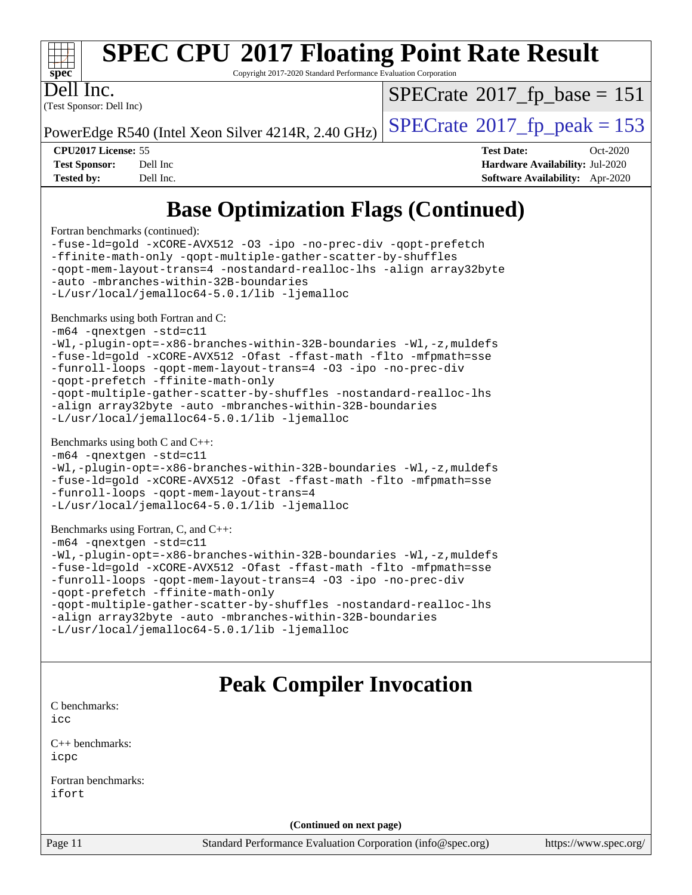# SPEC CPU 2017 Floating Point Rate Result

Copyright 2017-2020 Standard Performance Evaluation Corporation

Dell Inc.
(Test Sponsor: Dell Inc)

PowerEdge R540 (Intel Xeon Silver 4214R, 2.40 GHz)

SPECrate 2017_fp_base = 151

SPECrate 2017_fp_peak = 153

**CPU2017 License:** 55
**Test Sponsor:** Dell Inc
**Tested by:** Dell Inc.

**Test Date:** Oct-2020
**Hardware Availability:** Jul-2020
**Software Availability:** Apr-2020

## Base Optimization Flags (Continued)

Fortran benchmarks (continued):

```
-fuse-ld=gold -xCORE-AVX512 -O3 -ipo -no-prec-div -qopt-prefetch
-ffinite-math-only -qopt-multiple-gather-scatter-by-shuffles
-qopt-mem-layout-trans=4 -nostandard-realloc-lhs -align array32byte
-auto -mbranches-within-32B-boundaries
-L/usr/local/jemalloc64-5.0.1/lib -ljemalloc
```

Benchmarks using both Fortran and C:

```
-m64 -qnextgen -std=c11
-Wl,-plugin-opt=-x86-branches-within-32B-boundaries -Wl,-z,muldefs
-fuse-ld=gold -xCORE-AVX512 -Ofast -ffast-math -flto -mfpmath=sse
-funroll-loops -qopt-mem-layout-trans=4 -O3 -ipo -no-prec-div
-qopt-prefetch -ffinite-math-only
-qopt-multiple-gather-scatter-by-shuffles -nostandard-realloc-lhs
-align array32byte -auto -mbranches-within-32B-boundaries
-L/usr/local/jemalloc64-5.0.1/lib -ljemalloc
```

Benchmarks using both C and C++:

```
-m64 -qnextgen -std=c11
-Wl,-plugin-opt=-x86-branches-within-32B-boundaries -Wl,-z,muldefs
-fuse-ld=gold -xCORE-AVX512 -Ofast -ffast-math -flto -mfpmath=sse
-funroll-loops -qopt-mem-layout-trans=4
-L/usr/local/jemalloc64-5.0.1/lib -ljemalloc
```

Benchmarks using Fortran, C, and C++:

```
-m64 -qnextgen -std=c11
-Wl,-plugin-opt=-x86-branches-within-32B-boundaries -Wl,-z,muldefs
-fuse-ld=gold -xCORE-AVX512 -Ofast -ffast-math -flto -mfpmath=sse
-funroll-loops -qopt-mem-layout-trans=4 -O3 -ipo -no-prec-div
-qopt-prefetch -ffinite-math-only
-qopt-multiple-gather-scatter-by-shuffles -nostandard-realloc-lhs
-align array32byte -auto -mbranches-within-32B-boundaries
-L/usr/local/jemalloc64-5.0.1/lib -ljemalloc
```

## Peak Compiler Invocation

C benchmarks:
```
icc
```

C++ benchmarks:
```
icpc
```

Fortran benchmarks:
```
ifort
```

**(Continued on next page)**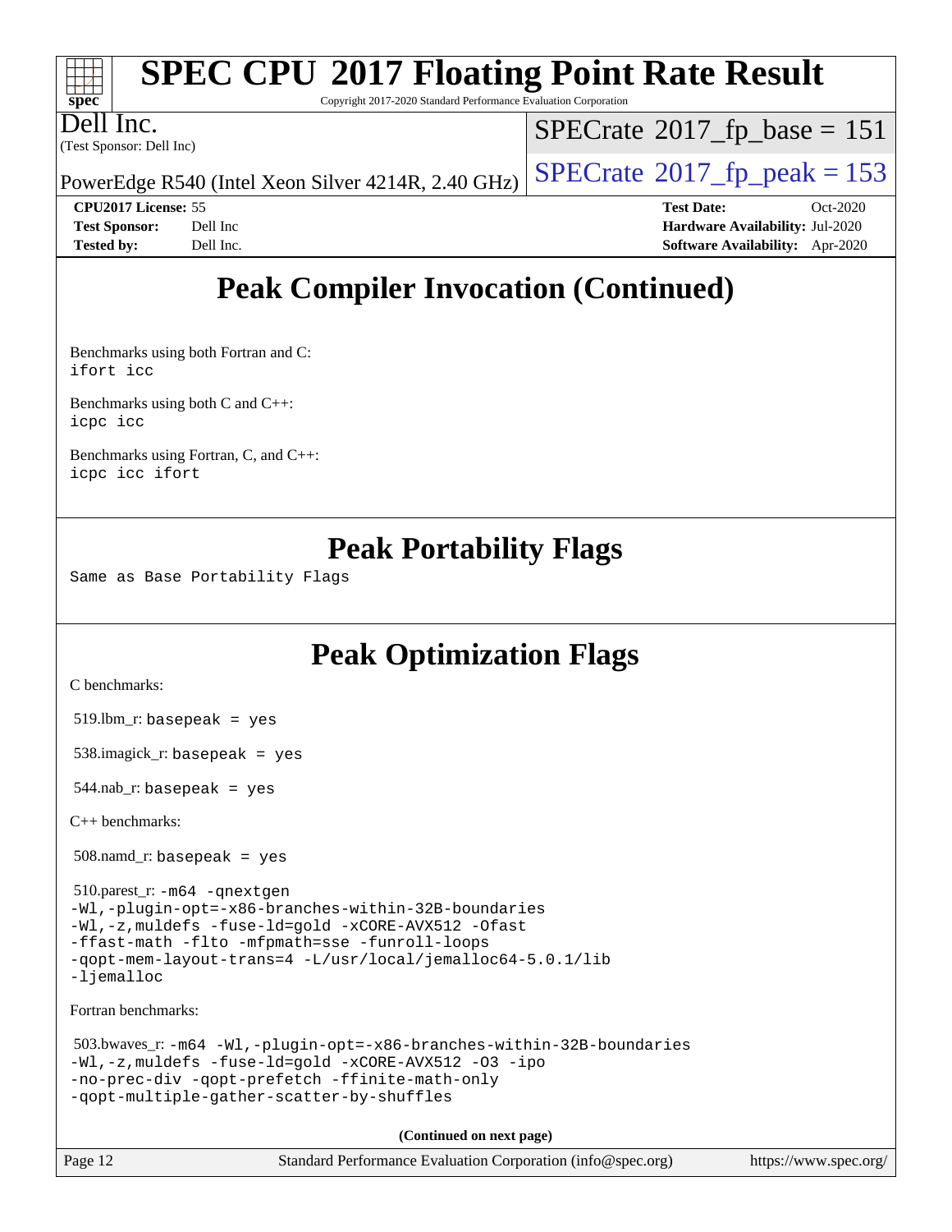# Peak Compiler Invocation (Continued)

Benchmarks using both Fortran and C:
`ifort icc`

Benchmarks using both C and C++:
`icpc icc`

Benchmarks using Fortran, C, and C++:
`icpc icc ifort`

# Peak Portability Flags

Same as Base Portability Flags

# Peak Optimization Flags

C benchmarks:

519.lbm_r: `basepeak = yes`

538.imagick_r: `basepeak = yes`

544.nab_r: `basepeak = yes`

C++ benchmarks:

508.namd_r: `basepeak = yes`

510.parest_r:
```
-m64 -qnextgen
-Wl,-plugin-opt=-x86-branches-within-32B-boundaries
-Wl,-z,muldefs -fuse-ld=gold -xCORE-AVX512 -Ofast
-ffast-math -flto -mfpmath=sse -funroll-loops
-qopt-mem-layout-trans=4 -L/usr/local/jemalloc64-5.0.1/lib
-ljemalloc
```

Fortran benchmarks:

503.bwaves_r:
```
-m64 -Wl,-plugin-opt=-x86-branches-within-32B-boundaries
-Wl,-z,muldefs -fuse-ld=gold -xCORE-AVX512 -O3 -ipo
-no-prec-div -qopt-prefetch -ffinite-math-only
-qopt-multiple-gather-scatter-by-shuffles
```

**(Continued on next page)**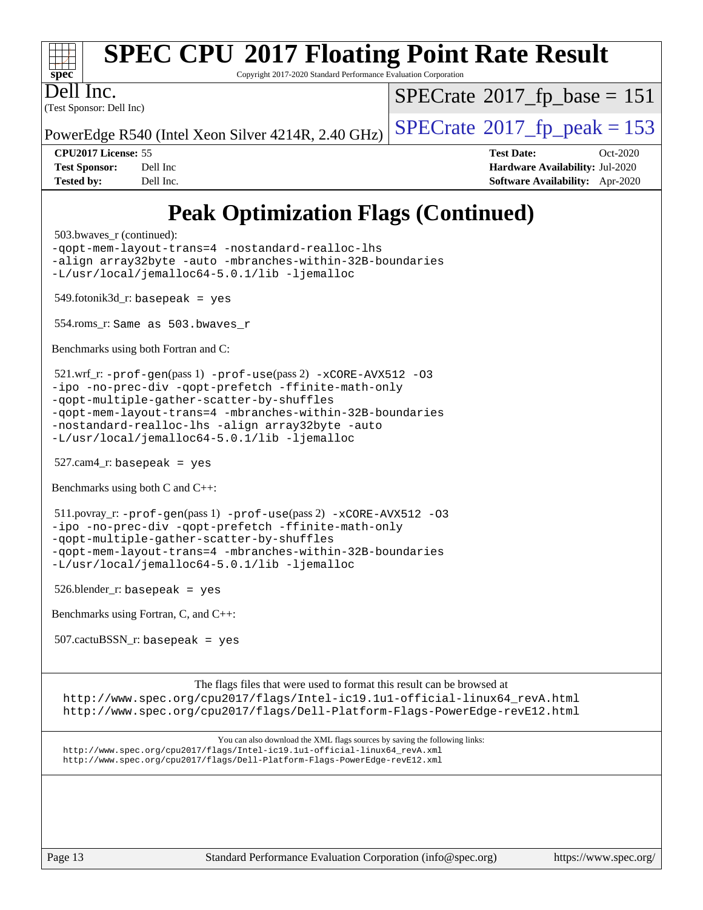# SPEC CPU 2017 Floating Point Rate Result

Copyright 2017-2020 Standard Performance Evaluation Corporation

**Dell Inc.**
(Test Sponsor: Dell Inc)

PowerEdge R540 (Intel Xeon Silver 4214R, 2.40 GHz)

SPECrate 2017_fp_base = 151

SPECrate 2017_fp_peak = 153

| | | | |
|---|---|---|---|
| **CPU2017 License:** | 55 | **Test Date:** | Oct-2020 |
| **Test Sponsor:** | Dell Inc | **Hardware Availability:** | Jul-2020 |
| **Tested by:** | Dell Inc. | **Software Availability:** | Apr-2020 |

## Peak Optimization Flags (Continued)

503.bwaves_r (continued):
```
-qopt-mem-layout-trans=4 -nostandard-realloc-lhs
-align array32byte -auto -mbranches-within-32B-boundaries
-L/usr/local/jemalloc64-5.0.1/lib -ljemalloc
```

549.fotonik3d_r: `basepeak = yes`

554.roms_r: `Same as 503.bwaves_r`

Benchmarks using both Fortran and C:

521.wrf_r: `-prof-gen`(pass 1) `-prof-use`(pass 2) `-xCORE-AVX512 -O3`
```
-ipo -no-prec-div -qopt-prefetch -ffinite-math-only
-qopt-multiple-gather-scatter-by-shuffles
-qopt-mem-layout-trans=4 -mbranches-within-32B-boundaries
-nostandard-realloc-lhs -align array32byte -auto
-L/usr/local/jemalloc64-5.0.1/lib -ljemalloc
```

527.cam4_r: `basepeak = yes`

Benchmarks using both C and C++:

511.povray_r: `-prof-gen`(pass 1) `-prof-use`(pass 2) `-xCORE-AVX512 -O3`
```
-ipo -no-prec-div -qopt-prefetch -ffinite-math-only
-qopt-multiple-gather-scatter-by-shuffles
-qopt-mem-layout-trans=4 -mbranches-within-32B-boundaries
-L/usr/local/jemalloc64-5.0.1/lib -ljemalloc
```

526.blender_r: `basepeak = yes`

Benchmarks using Fortran, C, and C++:

507.cactuBSSN_r: `basepeak = yes`

The flags files that were used to format this result can be browsed at
http://www.spec.org/cpu2017/flags/Intel-ic19.1u1-official-linux64_revA.html
http://www.spec.org/cpu2017/flags/Dell-Platform-Flags-PowerEdge-revE12.html

You can also download the XML flags sources by saving the following links:
http://www.spec.org/cpu2017/flags/Intel-ic19.1u1-official-linux64_revA.xml
http://www.spec.org/cpu2017/flags/Dell-Platform-Flags-PowerEdge-revE12.xml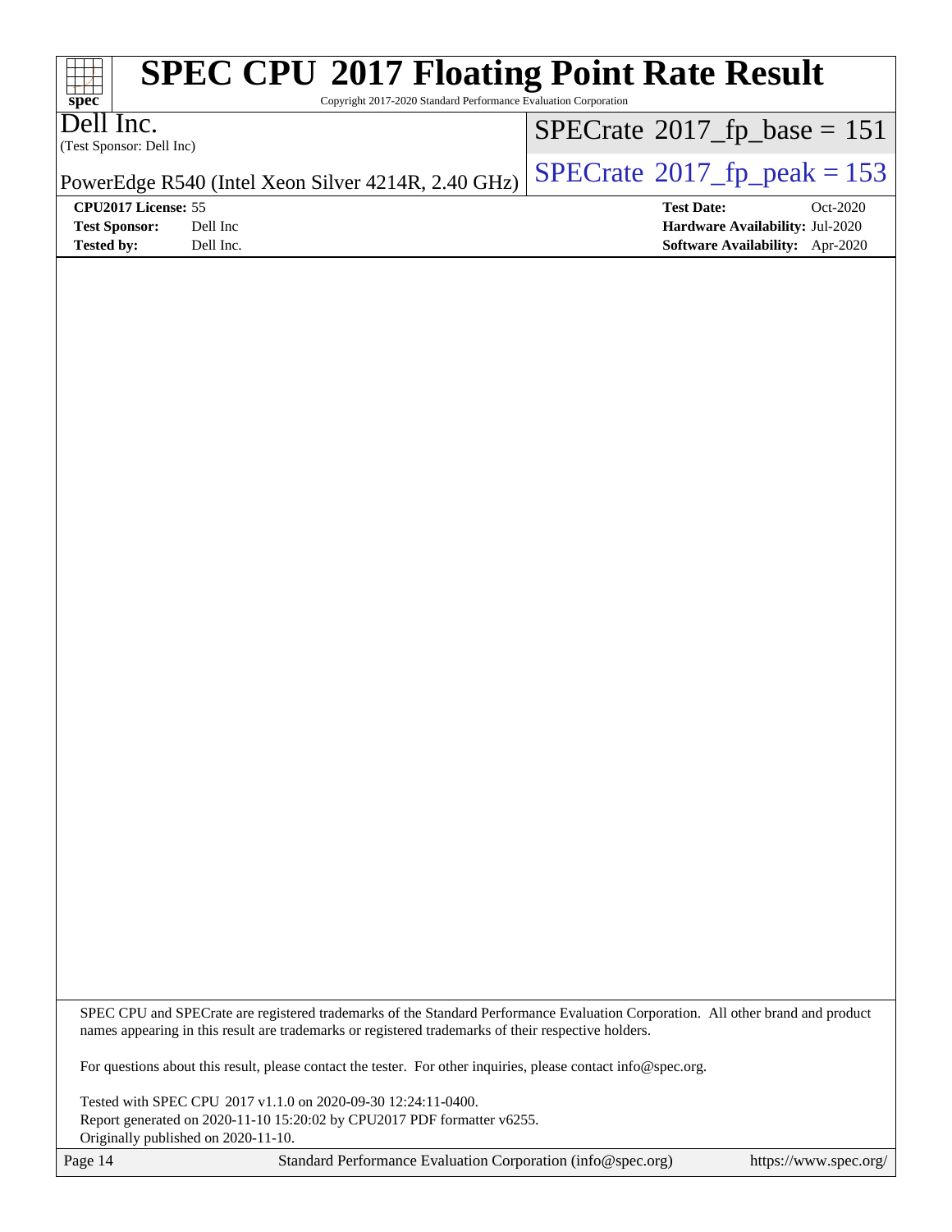SPEC CPU and SPECrate are registered trademarks of the Standard Performance Evaluation Corporation. All other brand and product names appearing in this result are trademarks or registered trademarks of their respective holders.

For questions about this result, please contact the tester. For other inquiries, please contact info@spec.org.

Tested with SPEC CPU 2017 v1.1.0 on 2020-09-30 12:24:11-0400.
Report generated on 2020-11-10 15:20:02 by CPU2017 PDF formatter v6255.
Originally published on 2020-11-10.